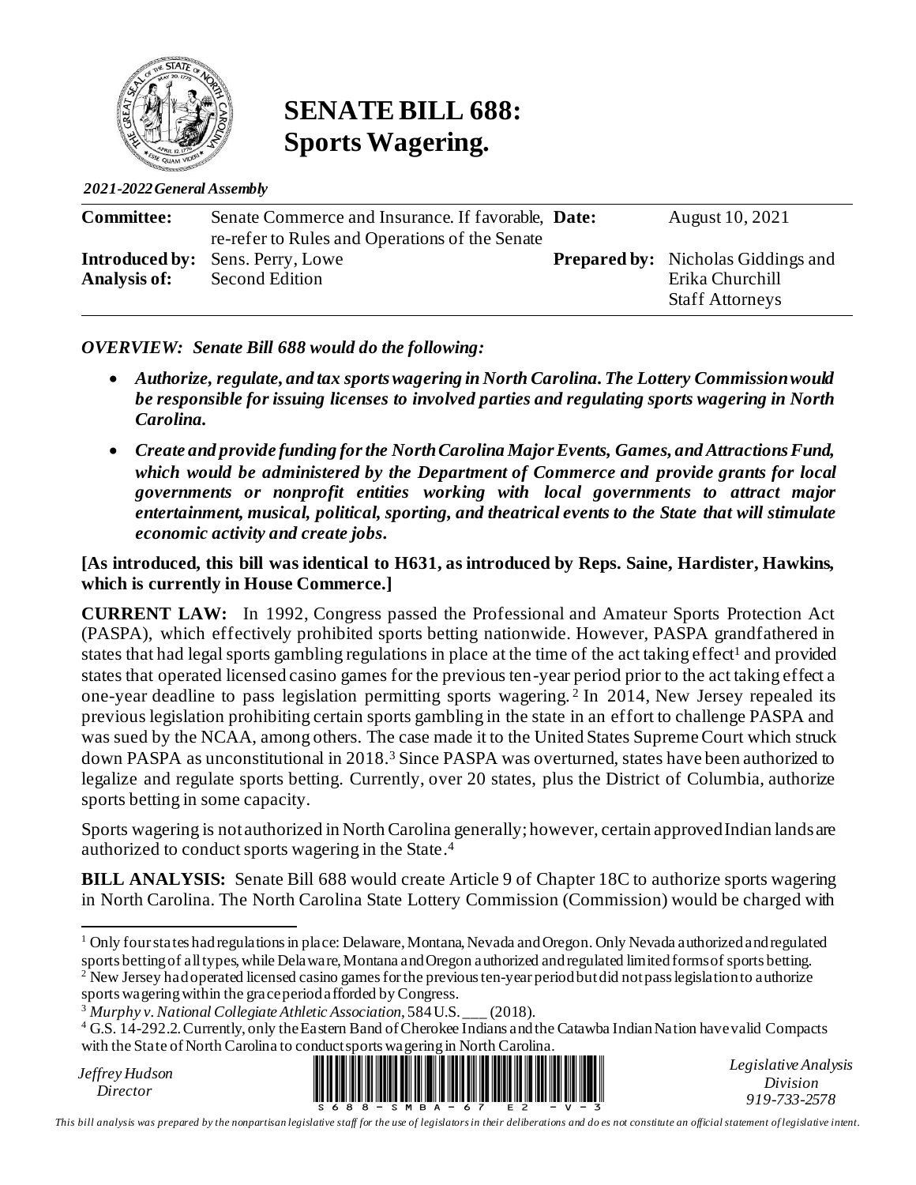# SENATE BILL 688: Sports Wagering.

*2021-2022 General Assembly*

| | | | |
|---|---|---|---|
| **Committee:** | Senate Commerce and Insurance. If favorable, re-refer to Rules and Operations of the Senate | **Date:** | August 10, 2021 |
| **Introduced by:** | Sens. Perry, Lowe | **Prepared by:** | Nicholas Giddings and Erika Churchill Staff Attorneys |
| **Analysis of:** | Second Edition | | |

***OVERVIEW: Senate Bill 688 would do the following:***

- ***Authorize, regulate, and tax sports wagering in North Carolina. The Lottery Commission would be responsible for issuing licenses to involved parties and regulating sports wagering in North Carolina.***
- ***Create and provide funding for the North Carolina Major Events, Games, and Attractions Fund, which would be administered by the Department of Commerce and provide grants for local governments or nonprofit entities working with local governments to attract major entertainment, musical, political, sporting, and theatrical events to the State that will stimulate economic activity and create jobs.***

**[As introduced, this bill was identical to H631, as introduced by Reps. Saine, Hardister, Hawkins, which is currently in House Commerce.]**

**CURRENT LAW:** In 1992, Congress passed the Professional and Amateur Sports Protection Act (PASPA), which effectively prohibited sports betting nationwide. However, PASPA grandfathered in states that had legal sports gambling regulations in place at the time of the act taking effect[1] and provided states that operated licensed casino games for the previous ten-year period prior to the act taking effect a one-year deadline to pass legislation permitting sports wagering.[2] In 2014, New Jersey repealed its previous legislation prohibiting certain sports gambling in the state in an effort to challenge PASPA and was sued by the NCAA, among others. The case made it to the United States Supreme Court which struck down PASPA as unconstitutional in 2018.[3] Since PASPA was overturned, states have been authorized to legalize and regulate sports betting. Currently, over 20 states, plus the District of Columbia, authorize sports betting in some capacity.

Sports wagering is not authorized in North Carolina generally; however, certain approved Indian lands are authorized to conduct sports wagering in the State.[4]

**BILL ANALYSIS:** Senate Bill 688 would create Article 9 of Chapter 18C to authorize sports wagering in North Carolina. The North Carolina State Lottery Commission (Commission) would be charged with

---

[1] Only four states had regulations in place: Delaware, Montana, Nevada and Oregon. Only Nevada authorized and regulated sports betting of all types, while Delaware, Montana and Oregon authorized and regulated limited forms of sports betting.

[2] New Jersey had operated licensed casino games for the previous ten-year period but did not pass legislation to authorize sports wagering within the grace period afforded by Congress.

[3] *Murphy v. National Collegiate Athletic Association*, 584 U.S. ___ (2018).

[4] G.S. 14-292.2. Currently, only the Eastern Band of Cherokee Indians and the Catawba Indian Nation have valid Compacts with the State of North Carolina to conduct sports wagering in North Carolina.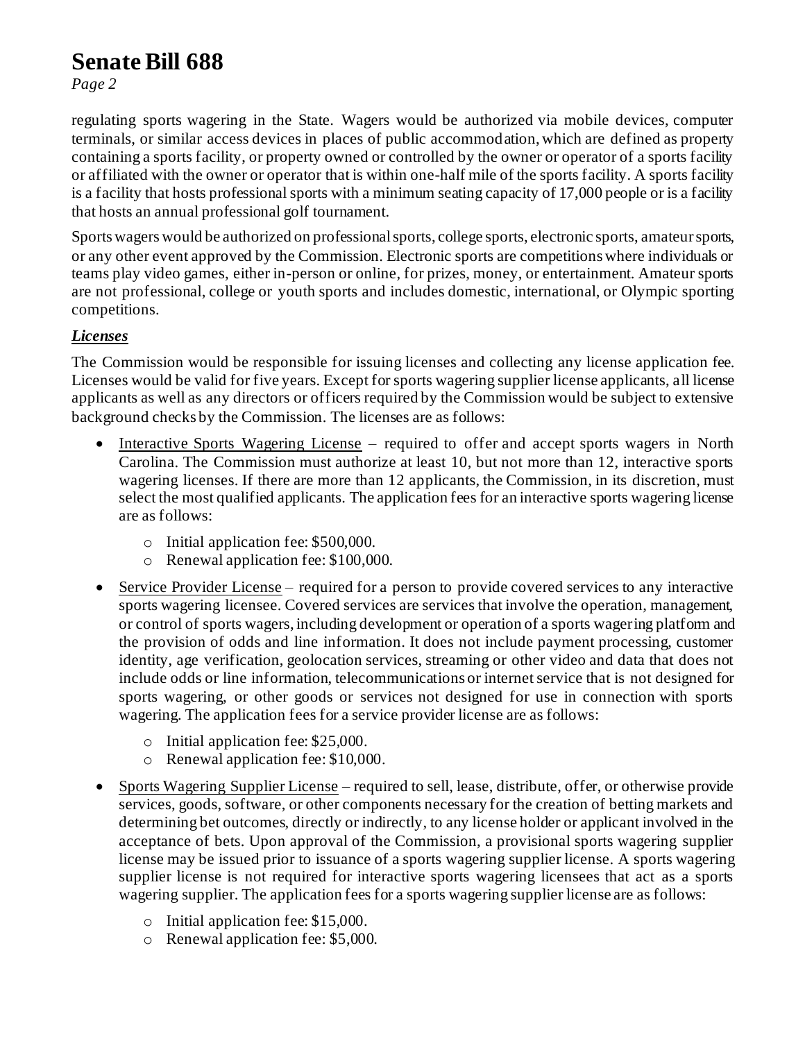regulating sports wagering in the State. Wagers would be authorized via mobile devices, computer terminals, or similar access devices in places of public accommodation, which are defined as property containing a sports facility, or property owned or controlled by the owner or operator of a sports facility or affiliated with the owner or operator that is within one-half mile of the sports facility. A sports facility is a facility that hosts professional sports with a minimum seating capacity of 17,000 people or is a facility that hosts an annual professional golf tournament.

Sports wagers would be authorized on professional sports, college sports, electronic sports, amateur sports, or any other event approved by the Commission. Electronic sports are competitions where individuals or teams play video games, either in-person or online, for prizes, money, or entertainment. Amateur sports are not professional, college or youth sports and includes domestic, international, or Olympic sporting competitions.

***Licenses***

The Commission would be responsible for issuing licenses and collecting any license application fee. Licenses would be valid for five years. Except for sports wagering supplier license applicants, all license applicants as well as any directors or officers required by the Commission would be subject to extensive background checks by the Commission. The licenses are as follows:

- <u>Interactive Sports Wagering License</u> – required to offer and accept sports wagers in North Carolina. The Commission must authorize at least 10, but not more than 12, interactive sports wagering licenses. If there are more than 12 applicants, the Commission, in its discretion, must select the most qualified applicants. The application fees for an interactive sports wagering license are as follows:
    - Initial application fee: $500,000.
    - Renewal application fee: $100,000.
- <u>Service Provider License</u> – required for a person to provide covered services to any interactive sports wagering licensee. Covered services are services that involve the operation, management, or control of sports wagers, including development or operation of a sports wagering platform and the provision of odds and line information. It does not include payment processing, customer identity, age verification, geolocation services, streaming or other video and data that does not include odds or line information, telecommunications or internet service that is not designed for sports wagering, or other goods or services not designed for use in connection with sports wagering. The application fees for a service provider license are as follows:
    - Initial application fee: $25,000.
    - Renewal application fee: $10,000.
- <u>Sports Wagering Supplier License</u> – required to sell, lease, distribute, offer, or otherwise provide services, goods, software, or other components necessary for the creation of betting markets and determining bet outcomes, directly or indirectly, to any license holder or applicant involved in the acceptance of bets. Upon approval of the Commission, a provisional sports wagering supplier license may be issued prior to issuance of a sports wagering supplier license. A sports wagering supplier license is not required for interactive sports wagering licensees that act as a sports wagering supplier. The application fees for a sports wagering supplier license are as follows:
    - Initial application fee: $15,000.
    - Renewal application fee: $5,000.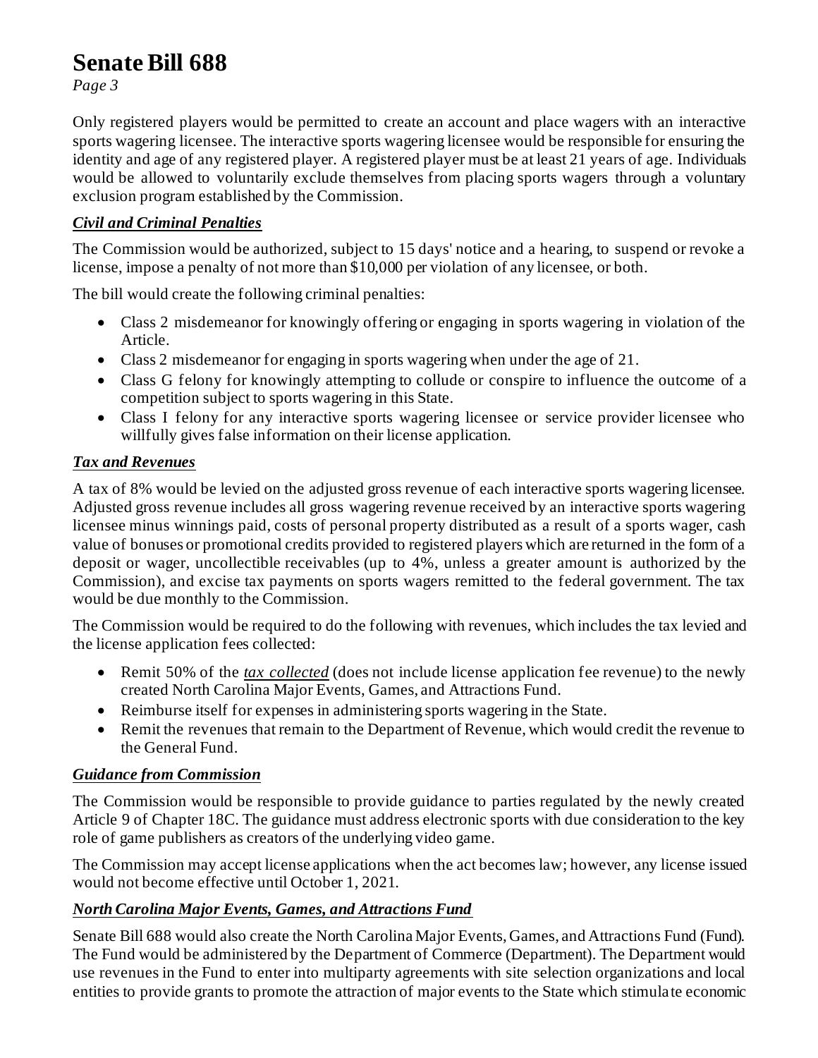Only registered players would be permitted to create an account and place wagers with an interactive sports wagering licensee. The interactive sports wagering licensee would be responsible for ensuring the identity and age of any registered player. A registered player must be at least 21 years of age. Individuals would be allowed to voluntarily exclude themselves from placing sports wagers through a voluntary exclusion program established by the Commission.

### ***Civil and Criminal Penalties***

The Commission would be authorized, subject to 15 days' notice and a hearing, to suspend or revoke a license, impose a penalty of not more than $10,000 per violation of any licensee, or both.

The bill would create the following criminal penalties:

- Class 2 misdemeanor for knowingly offering or engaging in sports wagering in violation of the Article.
- Class 2 misdemeanor for engaging in sports wagering when under the age of 21.
- Class G felony for knowingly attempting to collude or conspire to influence the outcome of a competition subject to sports wagering in this State.
- Class I felony for any interactive sports wagering licensee or service provider licensee who willfully gives false information on their license application.

### ***Tax and Revenues***

A tax of 8% would be levied on the adjusted gross revenue of each interactive sports wagering licensee. Adjusted gross revenue includes all gross wagering revenue received by an interactive sports wagering licensee minus winnings paid, costs of personal property distributed as a result of a sports wager, cash value of bonuses or promotional credits provided to registered players which are returned in the form of a deposit or wager, uncollectible receivables (up to 4%, unless a greater amount is authorized by the Commission), and excise tax payments on sports wagers remitted to the federal government. The tax would be due monthly to the Commission.

The Commission would be required to do the following with revenues, which includes the tax levied and the license application fees collected:

- Remit 50% of the *tax collected* (does not include license application fee revenue) to the newly created North Carolina Major Events, Games, and Attractions Fund.
- Reimburse itself for expenses in administering sports wagering in the State.
- Remit the revenues that remain to the Department of Revenue, which would credit the revenue to the General Fund.

### ***Guidance from Commission***

The Commission would be responsible to provide guidance to parties regulated by the newly created Article 9 of Chapter 18C. The guidance must address electronic sports with due consideration to the key role of game publishers as creators of the underlying video game.

The Commission may accept license applications when the act becomes law; however, any license issued would not become effective until October 1, 2021.

### ***North Carolina Major Events, Games, and Attractions Fund***

Senate Bill 688 would also create the North Carolina Major Events, Games, and Attractions Fund (Fund). The Fund would be administered by the Department of Commerce (Department). The Department would use revenues in the Fund to enter into multiparty agreements with site selection organizations and local entities to provide grants to promote the attraction of major events to the State which stimulate economic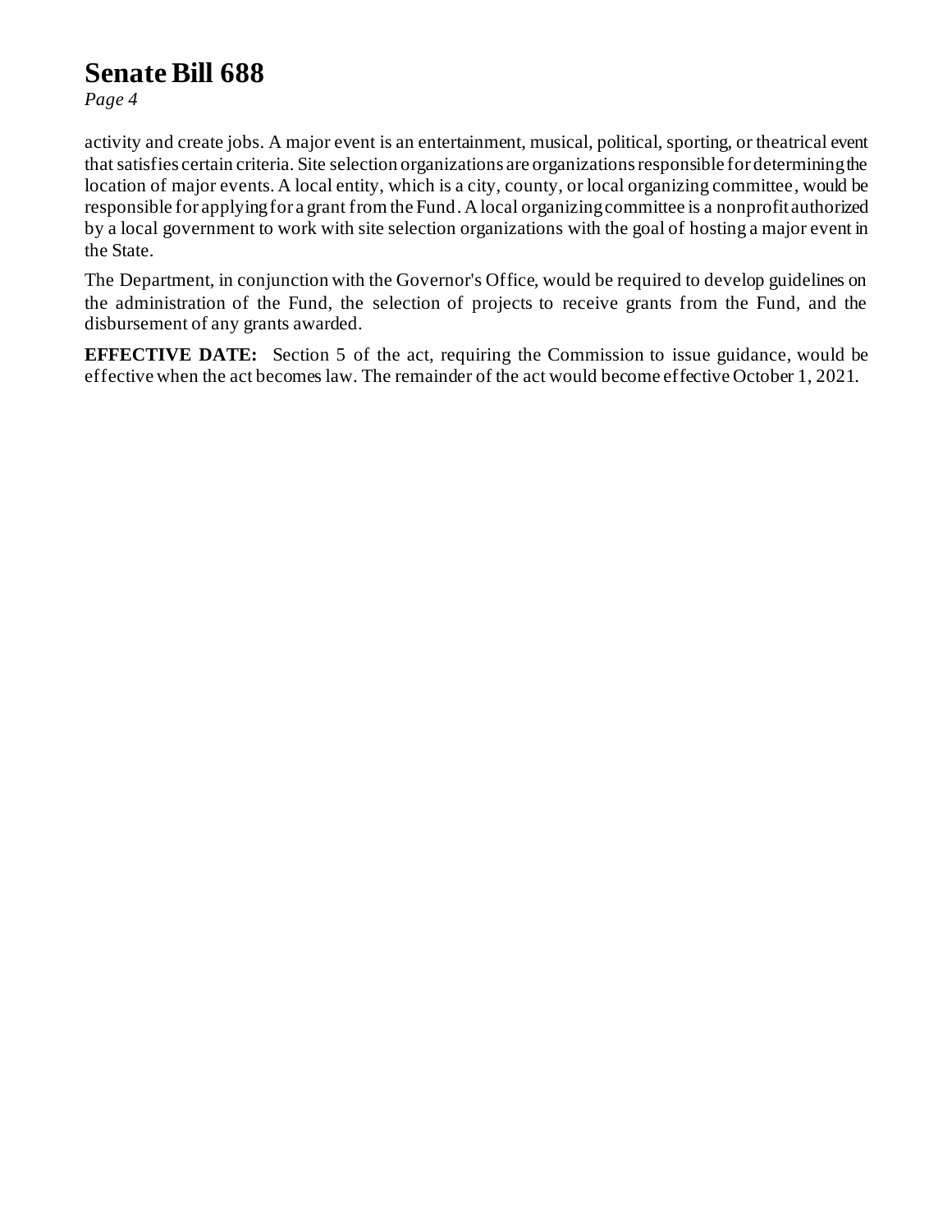activity and create jobs. A major event is an entertainment, musical, political, sporting, or theatrical event that satisfies certain criteria. Site selection organizations are organizations responsible for determining the location of major events. A local entity, which is a city, county, or local organizing committee, would be responsible for applying for a grant from the Fund. A local organizing committee is a nonprofit authorized by a local government to work with site selection organizations with the goal of hosting a major event in the State.

The Department, in conjunction with the Governor's Office, would be required to develop guidelines on the administration of the Fund, the selection of projects to receive grants from the Fund, and the disbursement of any grants awarded.

**EFFECTIVE DATE:** Section 5 of the act, requiring the Commission to issue guidance, would be effective when the act becomes law. The remainder of the act would become effective October 1, 2021.